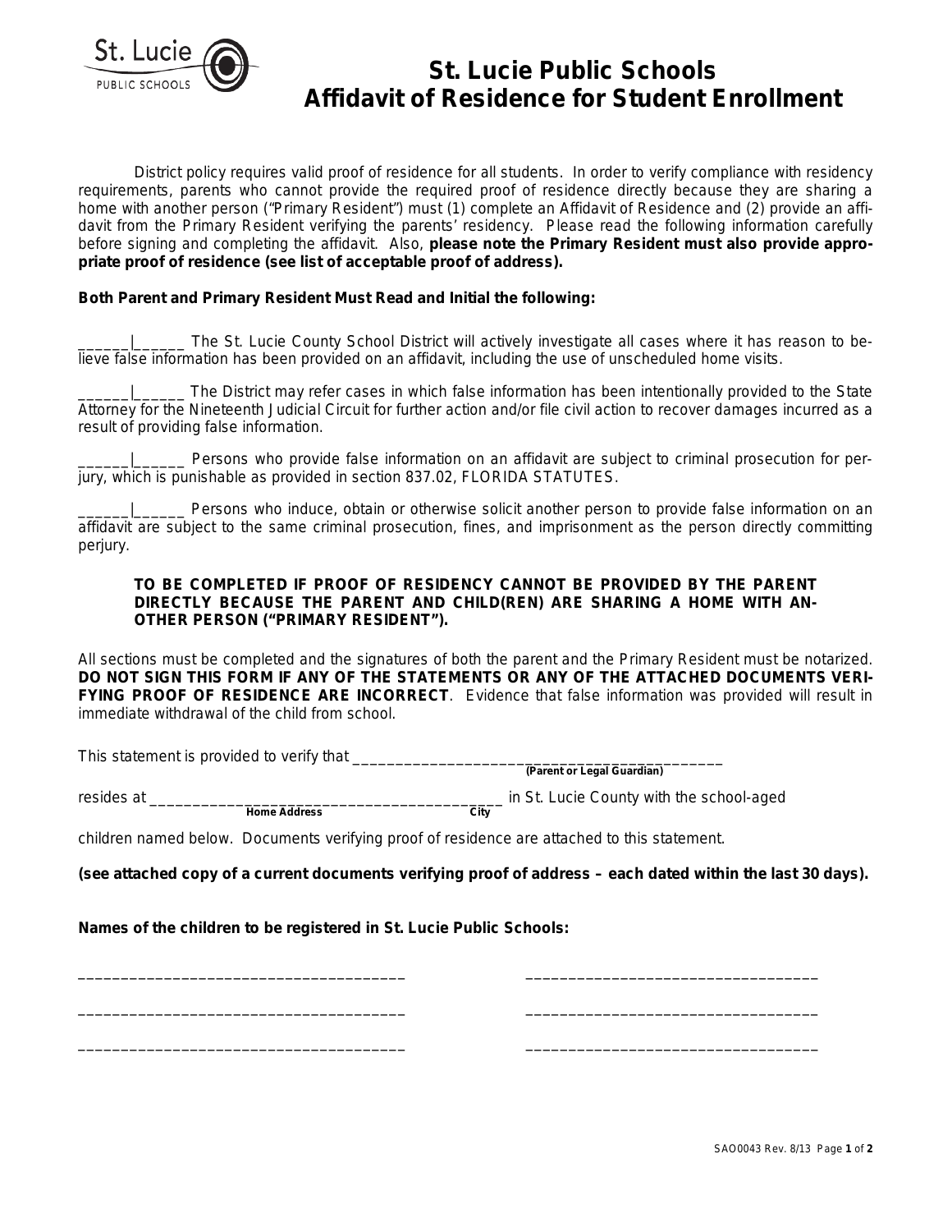# St. Lucie Public Schools Affidavit of Residence for Student Enrollment

District policy requires valid proof of residence for all students. In order to verify compliance with residency requirements, parents who cannot provide the required proof of residence directly because they are sharing a home with another person ("Primary Resident") must (1) complete an Affidavit of Residence and (2) provide an affidavit from the Primary Resident verifying the parents' residency. Please read the following information carefully before signing and completing the affidavit. Also, **please note the Primary Resident must also provide appropriate proof of residence (see list of acceptable proof of address).**

**Both Parent and Primary Resident Must Read and Initial the following:**

______|______ The St. Lucie County School District will actively investigate all cases where it has reason to believe false information has been provided on an affidavit, including the use of unscheduled home visits.

______|______ The District may refer cases in which false information has been intentionally provided to the State Attorney for the Nineteenth Judicial Circuit for further action and/or file civil action to recover damages incurred as a result of providing false information.

______|______ Persons who provide false information on an affidavit are subject to criminal prosecution for perjury, which is punishable as provided in section 837.02, FLORIDA STATUTES.

______|______ Persons who induce, obtain or otherwise solicit another person to provide false information on an affidavit are subject to the same criminal prosecution, fines, and imprisonment as the person directly committing perjury.

**TO BE COMPLETED IF PROOF OF RESIDENCY CANNOT BE PROVIDED BY THE PARENT DIRECTLY BECAUSE THE PARENT AND CHILD(REN) ARE SHARING A HOME WITH ANOTHER PERSON ("PRIMARY RESIDENT").**

All sections must be completed and the signatures of both the parent and the Primary Resident must be notarized. **DO NOT SIGN THIS FORM IF ANY OF THE STATEMENTS OR ANY OF THE ATTACHED DOCUMENTS VERIFYING PROOF OF RESIDENCE ARE INCORRECT**. Evidence that false information was provided will result in immediate withdrawal of the child from school.

This statement is provided to verify that _____________________________________________
**(Parent or Legal Guardian)**

resides at __________________________________________ in St. Lucie County with the school-aged
**Home Address** **City**

children named below. Documents verifying proof of residence are attached to this statement.

**(see attached copy of a current documents verifying proof of address – each dated within the last 30 days).**

**Names of the children to be registered in St. Lucie Public Schools:**

_____________________________________ _________________________________

_____________________________________ _________________________________

_____________________________________ _________________________________

SAO0043 Rev. 8/13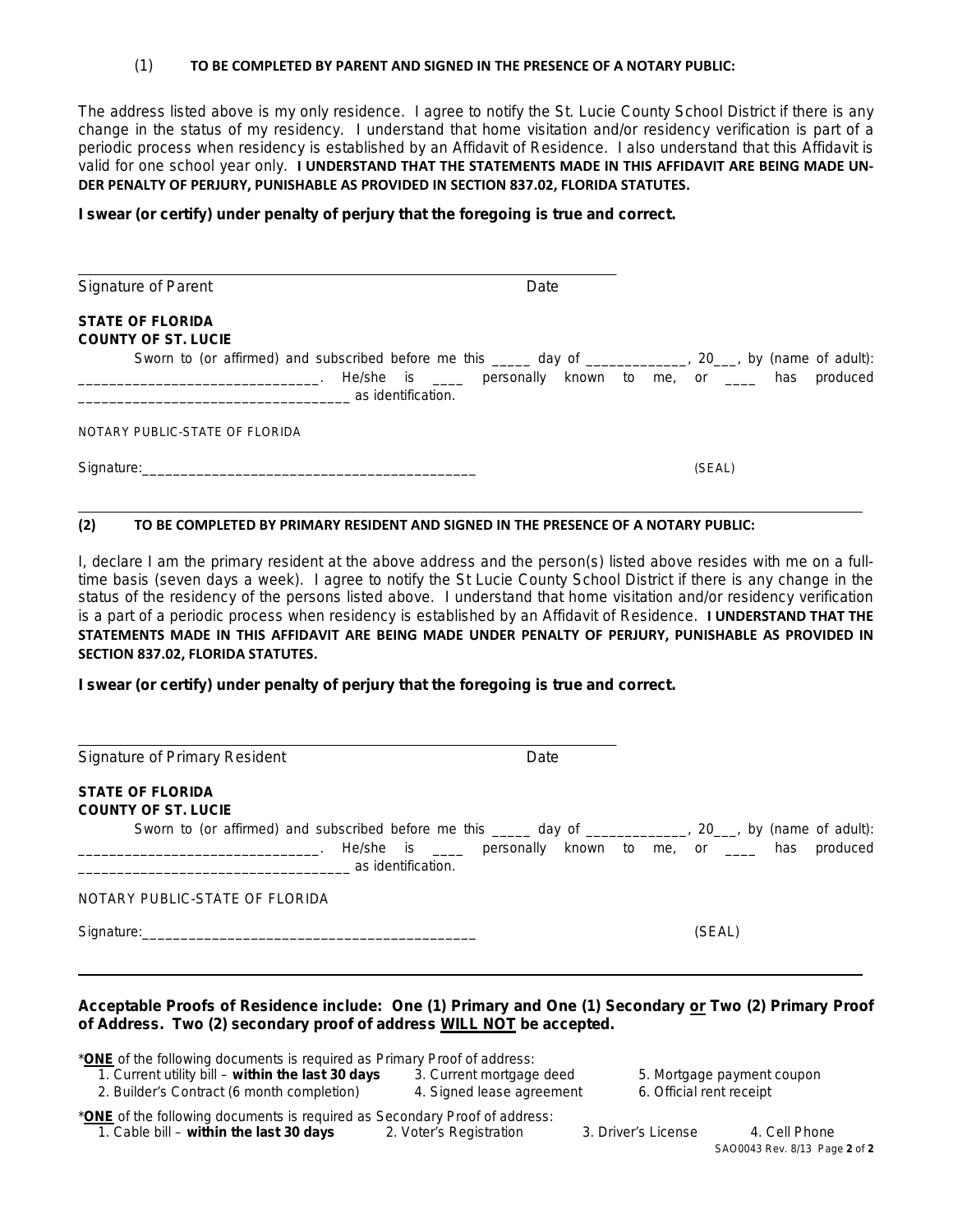### (1) TO BE COMPLETED BY PARENT AND SIGNED IN THE PRESENCE OF A NOTARY PUBLIC:

The address listed above is my only residence. I agree to notify the St. Lucie County School District if there is any change in the status of my residency. I understand that home visitation and/or residency verification is part of a periodic process when residency is established by an Affidavit of Residence. I also understand that this Affidavit is valid for one school year only. **I UNDERSTAND THAT THE STATEMENTS MADE IN THIS AFFIDAVIT ARE BEING MADE UNDER PENALTY OF PERJURY, PUNISHABLE AS PROVIDED IN SECTION 837.02, FLORIDA STATUTES.**

**I swear (or certify) under penalty of perjury that the foregoing is true and correct.**

_____________________________________________________________

Signature of Parent                                                                 Date

**STATE OF FLORIDA**
**COUNTY OF ST. LUCIE**

Sworn to (or affirmed) and subscribed before me this _____ day of _____________, 20___, by (name of adult): ______________________________. He/she is ____ personally known to me, or ____ has produced __________________________________ as identification.

NOTARY PUBLIC-STATE OF FLORIDA

Signature:__________________________________________ (SEAL)

### (2) TO BE COMPLETED BY PRIMARY RESIDENT AND SIGNED IN THE PRESENCE OF A NOTARY PUBLIC:

I, declare I am the primary resident at the above address and the person(s) listed above resides with me on a full-time basis (seven days a week). I agree to notify the St Lucie County School District if there is any change in the status of the residency of the persons listed above. I understand that home visitation and/or residency verification is a part of a periodic process when residency is established by an Affidavit of Residence. **I UNDERSTAND THAT THE STATEMENTS MADE IN THIS AFFIDAVIT ARE BEING MADE UNDER PENALTY OF PERJURY, PUNISHABLE AS PROVIDED IN SECTION 837.02, FLORIDA STATUTES.**

**I swear (or certify) under penalty of perjury that the foregoing is true and correct.**

_____________________________________________________________

Signature of Primary Resident                                                 Date

**STATE OF FLORIDA**
**COUNTY OF ST. LUCIE**

Sworn to (or affirmed) and subscribed before me this _____ day of _____________, 20___, by (name of adult): ______________________________. He/she is ____ personally known to me, or ____ has produced __________________________________ as identification.

NOTARY PUBLIC-STATE OF FLORIDA

Signature:__________________________________________ (SEAL)

**Acceptable Proofs of Residence include: One (1) Primary and One (1) Secondary <u>or</u> Two (2) Primary Proof of Address. Two (2) secondary proof of address <u>WILL NOT</u> be accepted.**

*<u>**ONE**</u> of the following documents is required as Primary Proof of address:

1. Current utility bill – **within the last 30 days**
2. Builder's Contract (6 month completion)
3. Current mortgage deed
4. Signed lease agreement
5. Mortgage payment coupon
6. Official rent receipt

*<u>**ONE**</u> of the following documents is required as Secondary Proof of address:

1. Cable bill – **within the last 30 days**
2. Voter's Registration
3. Driver's License
4. Cell Phone

SAO0043 Rev. 8/13